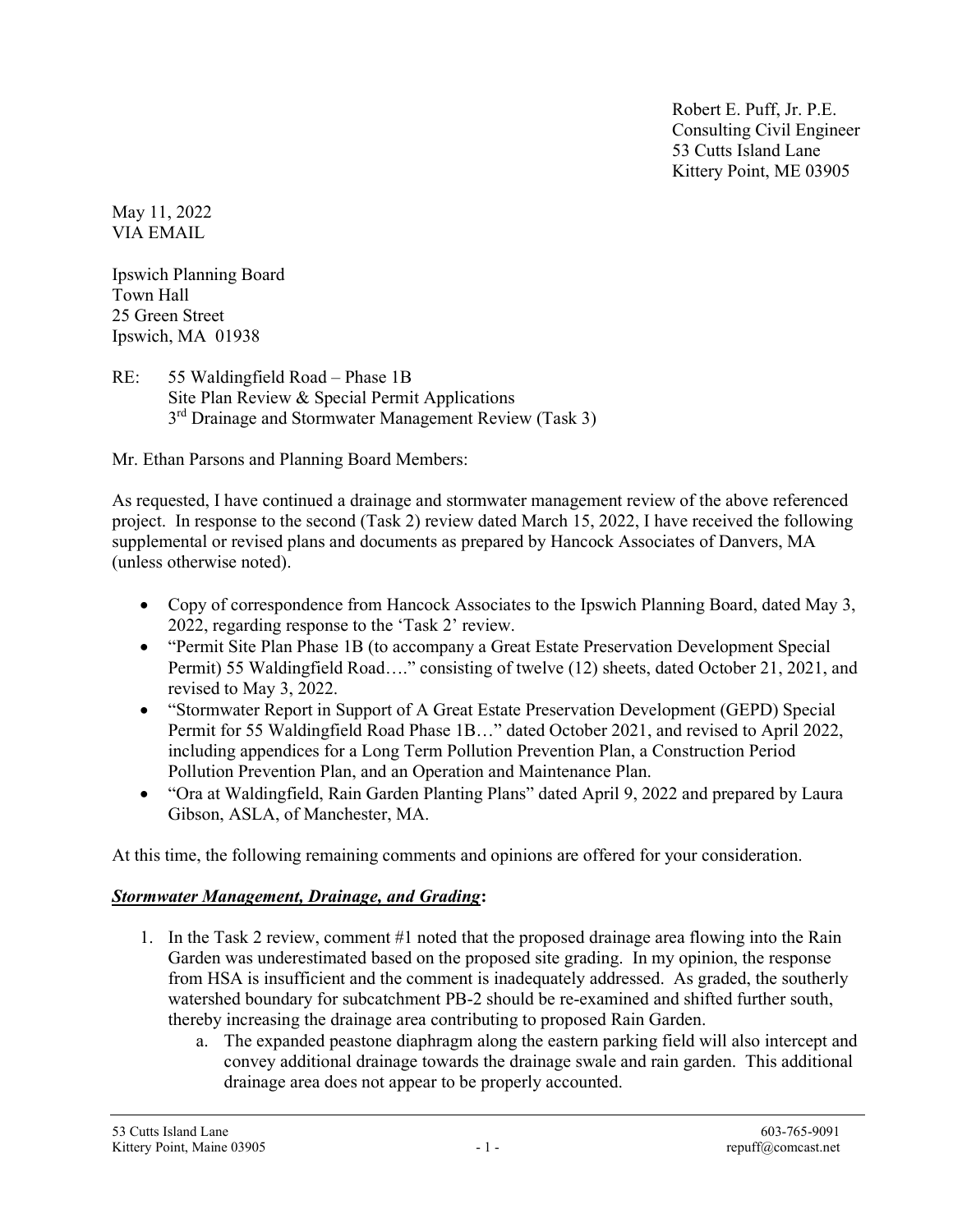Robert E. Puff, Jr. P.E.
Consulting Civil Engineer
53 Cutts Island Lane
Kittery Point, ME 03905

May 11, 2022
VIA EMAIL

Ipswich Planning Board
Town Hall
25 Green Street
Ipswich, MA 01938

RE: 55 Waldingfield Road – Phase 1B
Site Plan Review & Special Permit Applications
3rd Drainage and Stormwater Management Review (Task 3)

Mr. Ethan Parsons and Planning Board Members:

As requested, I have continued a drainage and stormwater management review of the above referenced project. In response to the second (Task 2) review dated March 15, 2022, I have received the following supplemental or revised plans and documents as prepared by Hancock Associates of Danvers, MA (unless otherwise noted).

- Copy of correspondence from Hancock Associates to the Ipswich Planning Board, dated May 3, 2022, regarding response to the 'Task 2' review.
- "Permit Site Plan Phase 1B (to accompany a Great Estate Preservation Development Special Permit) 55 Waldingfield Road…." consisting of twelve (12) sheets, dated October 21, 2021, and revised to May 3, 2022.
- "Stormwater Report in Support of A Great Estate Preservation Development (GEPD) Special Permit for 55 Waldingfield Road Phase 1B…" dated October 2021, and revised to April 2022, including appendices for a Long Term Pollution Prevention Plan, a Construction Period Pollution Prevention Plan, and an Operation and Maintenance Plan.
- "Ora at Waldingfield, Rain Garden Planting Plans" dated April 9, 2022 and prepared by Laura Gibson, ASLA, of Manchester, MA.

At this time, the following remaining comments and opinions are offered for your consideration.

***Stormwater Management, Drainage, and Grading*:**

1. In the Task 2 review, comment #1 noted that the proposed drainage area flowing into the Rain Garden was underestimated based on the proposed site grading. In my opinion, the response from HSA is insufficient and the comment is inadequately addressed. As graded, the southerly watershed boundary for subcatchment PB-2 should be re-examined and shifted further south, thereby increasing the drainage area contributing to proposed Rain Garden.
    a. The expanded peastone diaphragm along the eastern parking field will also intercept and convey additional drainage towards the drainage swale and rain garden. This additional drainage area does not appear to be properly accounted.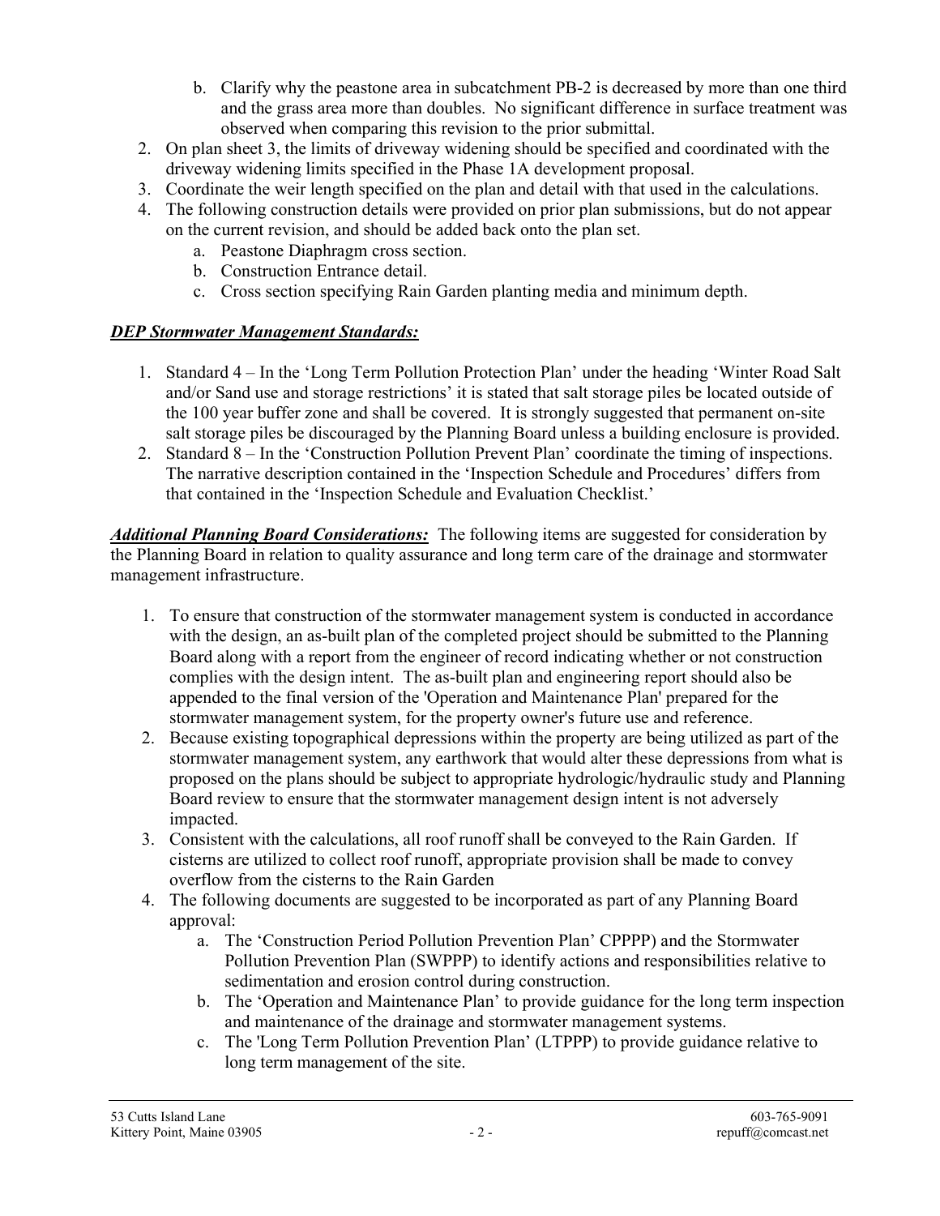b. Clarify why the peastone area in subcatchment PB-2 is decreased by more than one third and the grass area more than doubles. No significant difference in surface treatment was observed when comparing this revision to the prior submittal.

2. On plan sheet 3, the limits of driveway widening should be specified and coordinated with the driveway widening limits specified in the Phase 1A development proposal.
3. Coordinate the weir length specified on the plan and detail with that used in the calculations.
4. The following construction details were provided on prior plan submissions, but do not appear on the current revision, and should be added back onto the plan set.
   a. Peastone Diaphragm cross section.
   b. Construction Entrance detail.
   c. Cross section specifying Rain Garden planting media and minimum depth.

***DEP Stormwater Management Standards:***

1. Standard 4 – In the 'Long Term Pollution Protection Plan' under the heading 'Winter Road Salt and/or Sand use and storage restrictions' it is stated that salt storage piles be located outside of the 100 year buffer zone and shall be covered. It is strongly suggested that permanent on-site salt storage piles be discouraged by the Planning Board unless a building enclosure is provided.
2. Standard 8 – In the 'Construction Pollution Prevent Plan' coordinate the timing of inspections. The narrative description contained in the 'Inspection Schedule and Procedures' differs from that contained in the 'Inspection Schedule and Evaluation Checklist.'

***Additional Planning Board Considerations:*** The following items are suggested for consideration by the Planning Board in relation to quality assurance and long term care of the drainage and stormwater management infrastructure.

1. To ensure that construction of the stormwater management system is conducted in accordance with the design, an as-built plan of the completed project should be submitted to the Planning Board along with a report from the engineer of record indicating whether or not construction complies with the design intent. The as-built plan and engineering report should also be appended to the final version of the 'Operation and Maintenance Plan' prepared for the stormwater management system, for the property owner's future use and reference.
2. Because existing topographical depressions within the property are being utilized as part of the stormwater management system, any earthwork that would alter these depressions from what is proposed on the plans should be subject to appropriate hydrologic/hydraulic study and Planning Board review to ensure that the stormwater management design intent is not adversely impacted.
3. Consistent with the calculations, all roof runoff shall be conveyed to the Rain Garden. If cisterns are utilized to collect roof runoff, appropriate provision shall be made to convey overflow from the cisterns to the Rain Garden
4. The following documents are suggested to be incorporated as part of any Planning Board approval:
   a. The 'Construction Period Pollution Prevention Plan' CPPPP) and the Stormwater Pollution Prevention Plan (SWPPP) to identify actions and responsibilities relative to sedimentation and erosion control during construction.
   b. The 'Operation and Maintenance Plan' to provide guidance for the long term inspection and maintenance of the drainage and stormwater management systems.
   c. The 'Long Term Pollution Prevention Plan' (LTPPP) to provide guidance relative to long term management of the site.

53 Cutts Island Lane
Kittery Point, Maine 03905

603-765-9091
repuff@comcast.net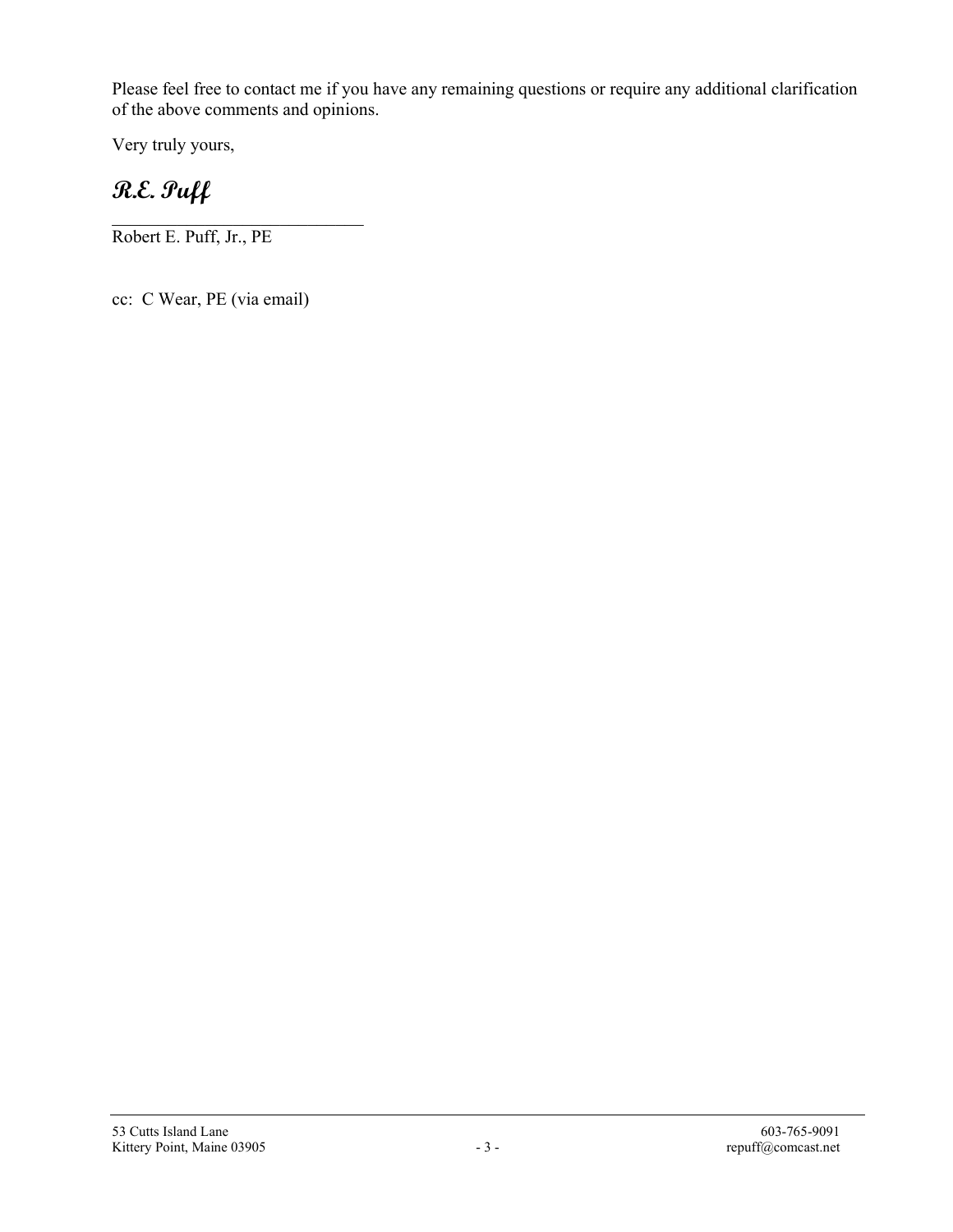Please feel free to contact me if you have any remaining questions or require any additional clarification of the above comments and opinions.

Very truly yours,

***R.E. Puff***

______________________________
Robert E. Puff, Jr., PE

cc: C Wear, PE (via email)